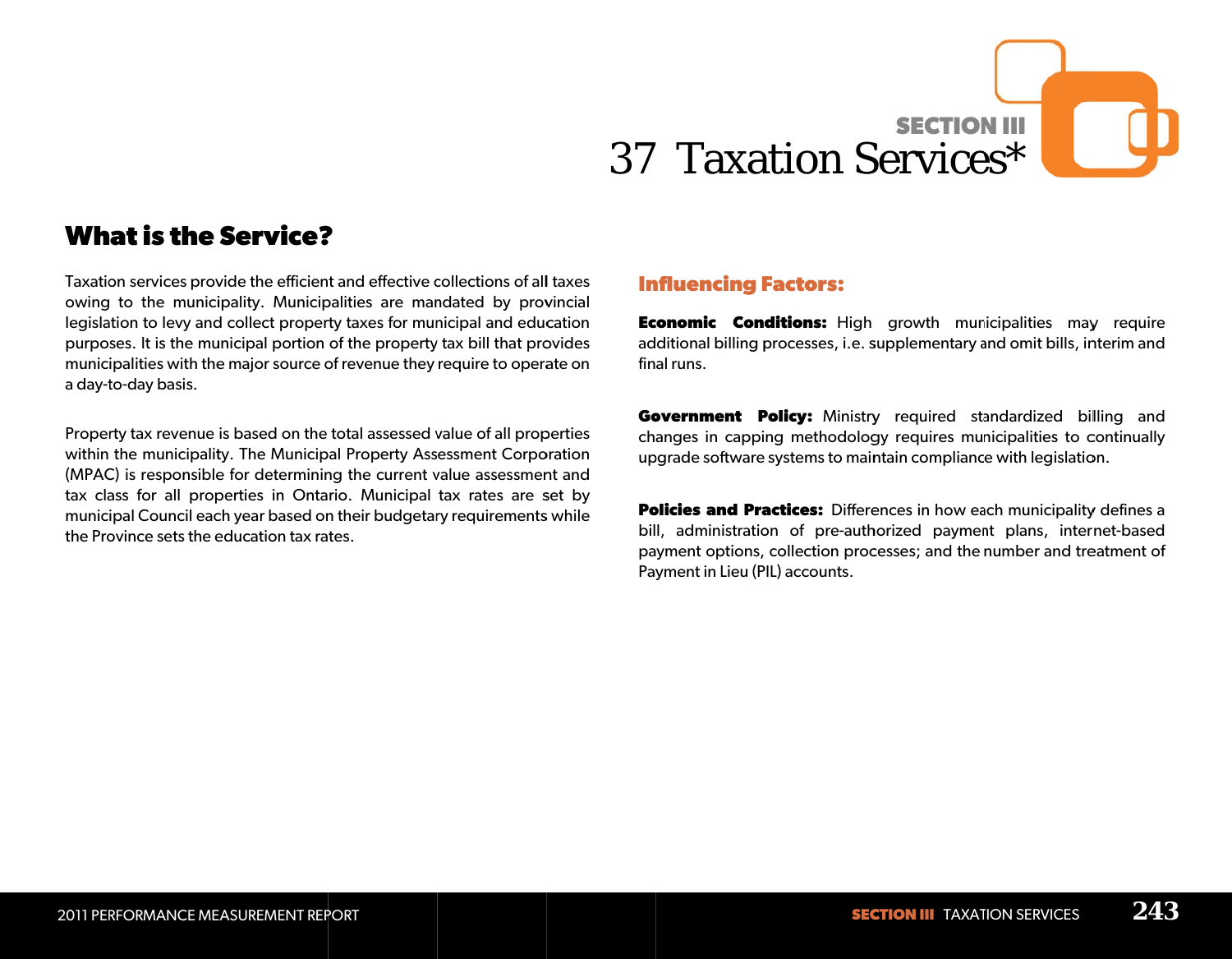SECTION III

# 37 Taxation Services*

## What is the Service?

Taxation services provide the efficient and effective collections of all taxes owing to the municipality. Municipalities are mandated by provincial legislation to levy and collect property taxes for municipal and education purposes. It is the municipal portion of the property tax bill that provides municipalities with the major source of revenue they require to operate on a day-to-day basis.

Property tax revenue is based on the total assessed value of all properties within the municipality. The Municipal Property Assessment Corporation (MPAC) is responsible for determining the current value assessment and tax class for all properties in Ontario. Municipal tax rates are set by municipal Council each year based on their budgetary requirements while the Province sets the education tax rates.

### Influencing Factors:

**Economic Conditions:** High growth municipalities may require additional billing processes, i.e. supplementary and omit bills, interim and final runs.

**Government Policy:** Ministry required standardized billing and changes in capping methodology requires municipalities to continually upgrade software systems to maintain compliance with legislation.

**Policies and Practices:** Differences in how each municipality defines a bill, administration of pre-authorized payment plans, internet-based payment options, collection processes; and the number and treatment of Payment in Lieu (PIL) accounts.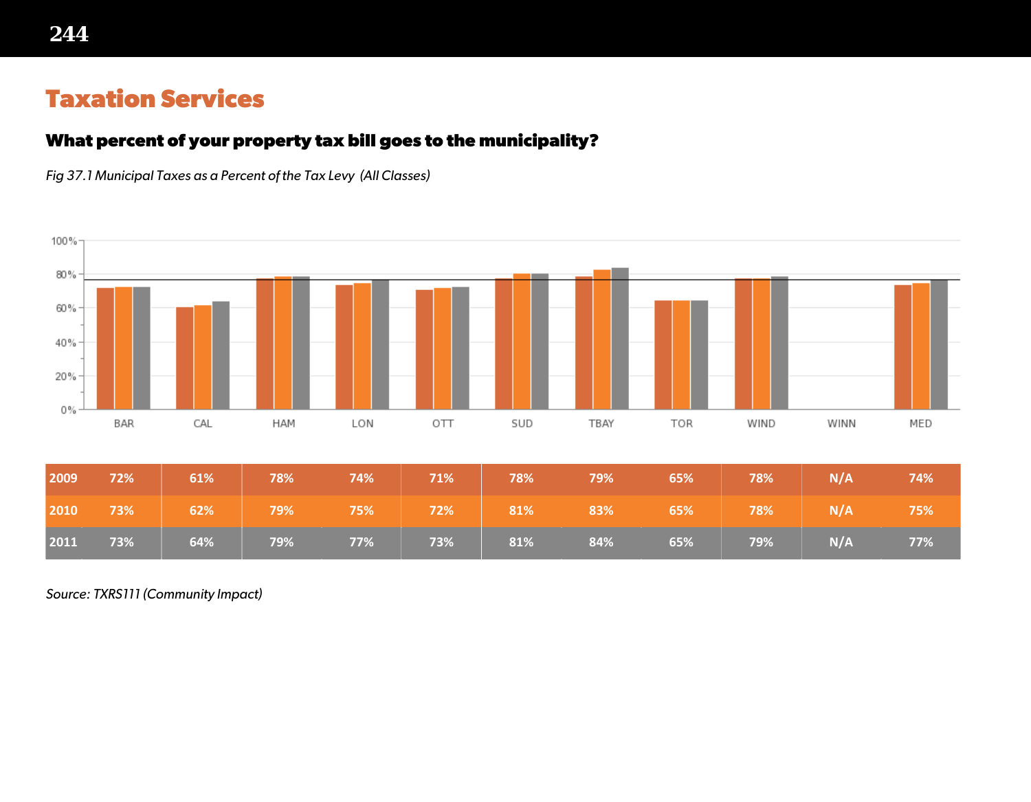# Taxation Services

## What percent of your property tax bill goes to the municipality?

*Fig 37.1 Municipal Taxes as a Percent of the Tax Levy (All Classes)*

| | BAR | CAL | HAM | LON | OTT | SUD | TBAY | TOR | WIND | WINN | MED |
|---|---|---|---|---|---|---|---|---|---|---|---|
| 2009 | 72% | 61% | 78% | 74% | 71% | 78% | 79% | 65% | 78% | N/A | 74% |
| 2010 | 73% | 62% | 79% | 75% | 72% | 81% | 83% | 65% | 78% | N/A | 75% |
| 2011 | 73% | 64% | 79% | 77% | 73% | 81% | 84% | 65% | 79% | N/A | 77% |

*Source: TXRS111 (Community Impact)*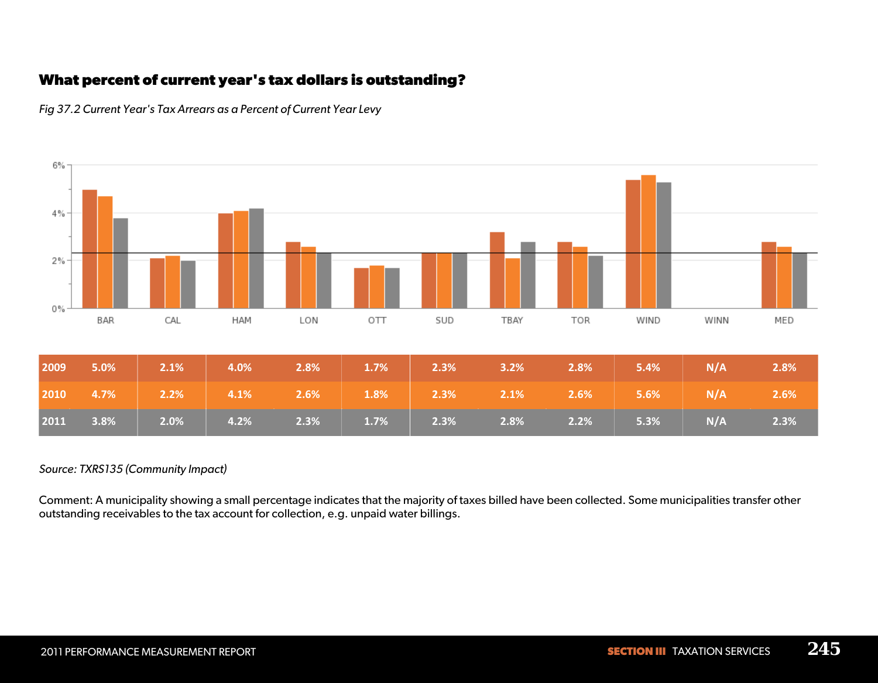## What percent of current year's tax dollars is outstanding?

*Fig 37.2 Current Year's Tax Arrears as a Percent of Current Year Levy*

| | BAR | CAL | HAM | LON | OTT | SUD | TBAY | TOR | WIND | WINN | MED |
|---|---|---|---|---|---|---|---|---|---|---|---|
| 2009 | 5.0% | 2.1% | 4.0% | 2.8% | 1.7% | 2.3% | 3.2% | 2.8% | 5.4% | N/A | 2.8% |
| 2010 | 4.7% | 2.2% | 4.1% | 2.6% | 1.8% | 2.3% | 2.1% | 2.6% | 5.6% | N/A | 2.6% |
| 2011 | 3.8% | 2.0% | 4.2% | 2.3% | 1.7% | 2.3% | 2.8% | 2.2% | 5.3% | N/A | 2.3% |

*Source: TXRS135 (Community Impact)*

Comment: A municipality showing a small percentage indicates that the majority of taxes billed have been collected. Some municipalities transfer other outstanding receivables to the tax account for collection, e.g. unpaid water billings.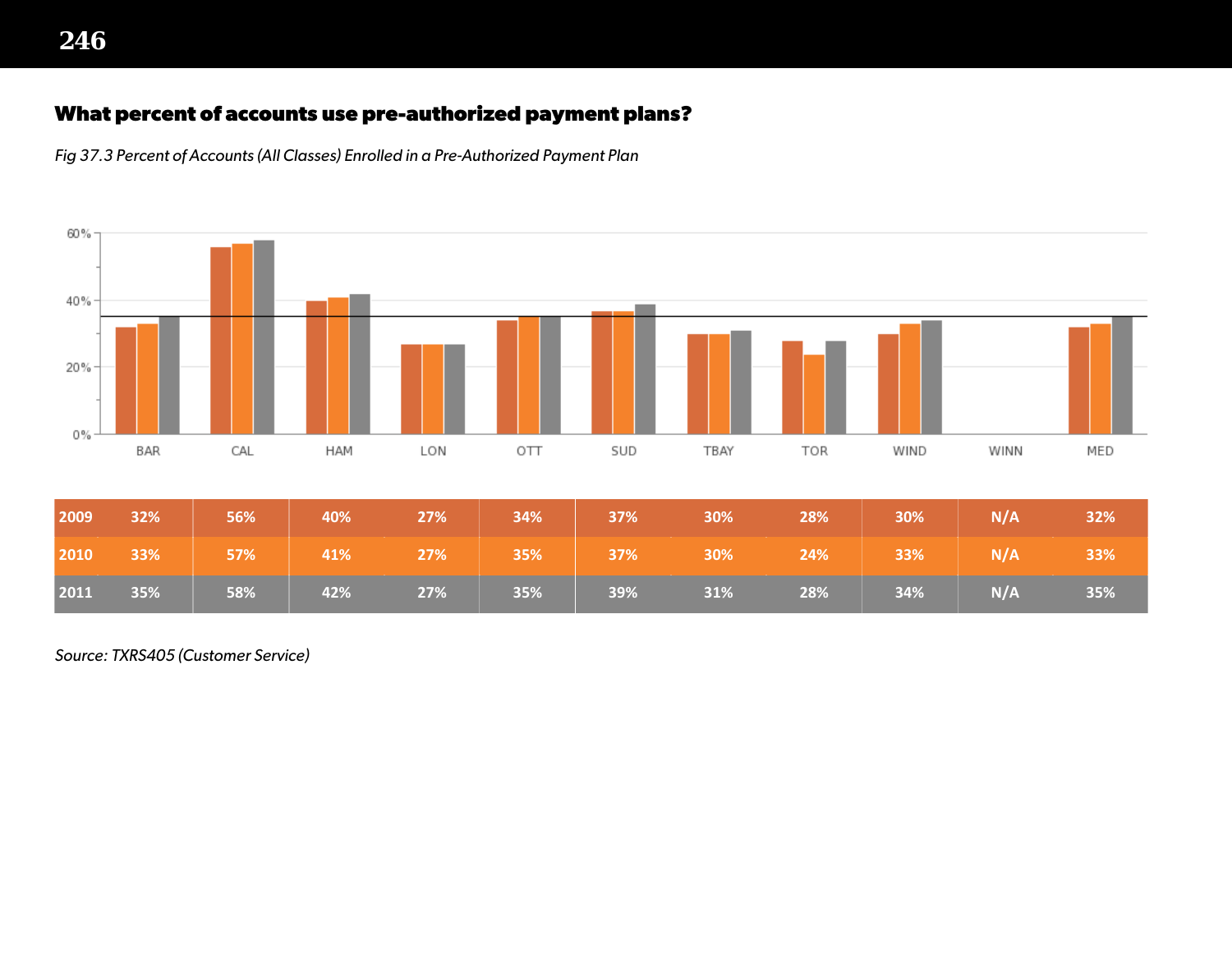## What percent of accounts use pre-authorized payment plans?

*Fig 37.3 Percent of Accounts (All Classes) Enrolled in a Pre-Authorized Payment Plan*

| | BAR | CAL | HAM | LON | OTT | SUD | TBAY | TOR | WIND | WINN | MED |
|---|---|---|---|---|---|---|---|---|---|---|---|
| 2009 | 32% | 56% | 40% | 27% | 34% | 37% | 30% | 28% | 30% | N/A | 32% |
| 2010 | 33% | 57% | 41% | 27% | 35% | 37% | 30% | 24% | 33% | N/A | 33% |
| 2011 | 35% | 58% | 42% | 27% | 35% | 39% | 31% | 28% | 34% | N/A | 35% |

*Source: TXRS405 (Customer Service)*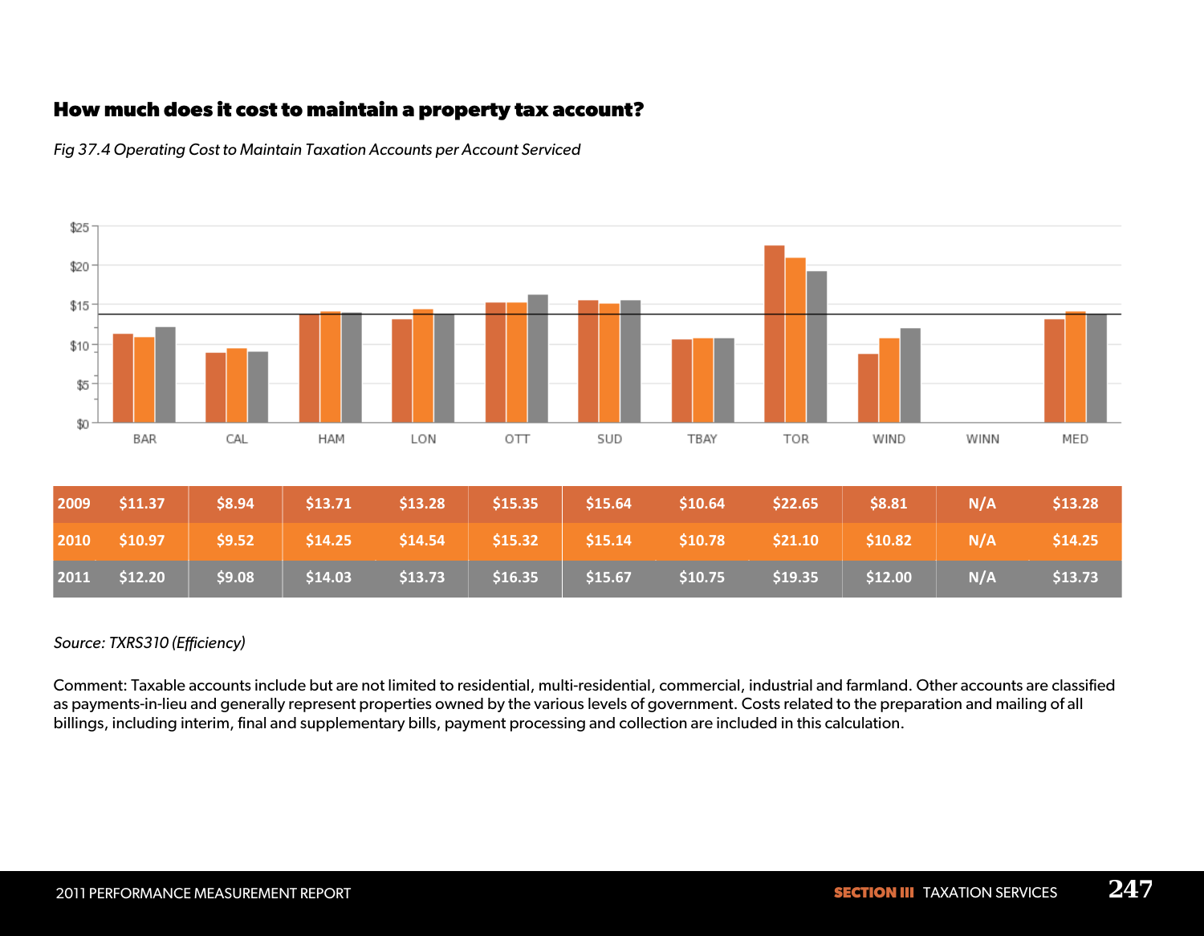## How much does it cost to maintain a property tax account?

*Fig 37.4 Operating Cost to Maintain Taxation Accounts per Account Serviced*

| | BAR | CAL | HAM | LON | OTT | SUD | TBAY | TOR | WIND | WINN | MED |
|---|---|---|---|---|---|---|---|---|---|---|---|
| 2009 | $11.37 | $8.94 | $13.71 | $13.28 | $15.35 | $15.64 | $10.64 | $22.65 | $8.81 | N/A | $13.28 |
| 2010 | $10.97 | $9.52 | $14.25 | $14.54 | $15.32 | $15.14 | $10.78 | $21.10 | $10.82 | N/A | $14.25 |
| 2011 | $12.20 | $9.08 | $14.03 | $13.73 | $16.35 | $15.67 | $10.75 | $19.35 | $12.00 | N/A | $13.73 |

*Source: TXRS310 (Efficiency)*

Comment: Taxable accounts include but are not limited to residential, multi-residential, commercial, industrial and farmland. Other accounts are classified as payments-in-lieu and generally represent properties owned by the various levels of government. Costs related to the preparation and mailing of all billings, including interim, final and supplementary bills, payment processing and collection are included in this calculation.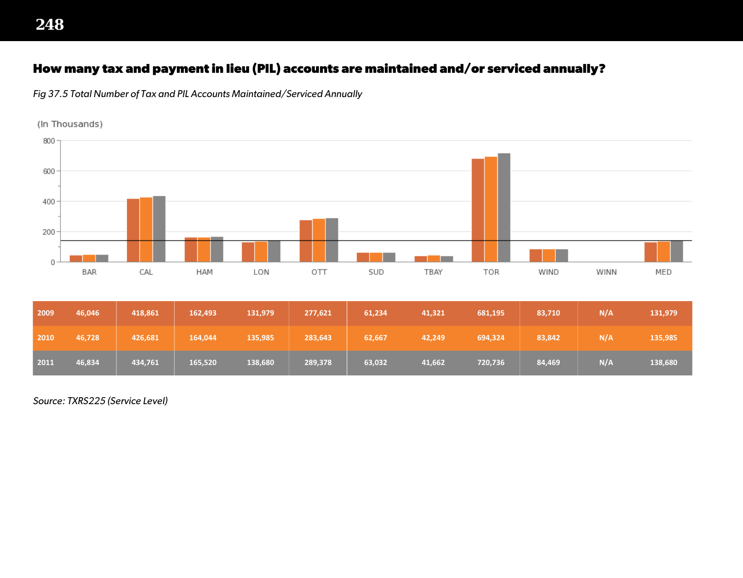## How many tax and payment in lieu (PIL) accounts are maintained and/or serviced annually?

*Fig 37.5 Total Number of Tax and PIL Accounts Maintained/Serviced Annually*

(In Thousands)

800
600
400
200
0

BAR CAL HAM LON OTT SUD TBAY TOR WIND WINN MED

| | BAR | CAL | HAM | LON | OTT | SUD | TBAY | TOR | WIND | WINN | MED |
|---|---|---|---|---|---|---|---|---|---|---|---|
| 2009 | 46,046 | 418,861 | 162,493 | 131,979 | 277,621 | 61,234 | 41,321 | 681,195 | 83,710 | N/A | 131,979 |
| 2010 | 46,728 | 426,681 | 164,044 | 135,985 | 283,643 | 62,667 | 42,249 | 694,324 | 83,842 | N/A | 135,985 |
| 2011 | 46,834 | 434,761 | 165,520 | 138,680 | 289,378 | 63,032 | 41,662 | 720,736 | 84,469 | N/A | 138,680 |

*Source: TXRS225 (Service Level)*